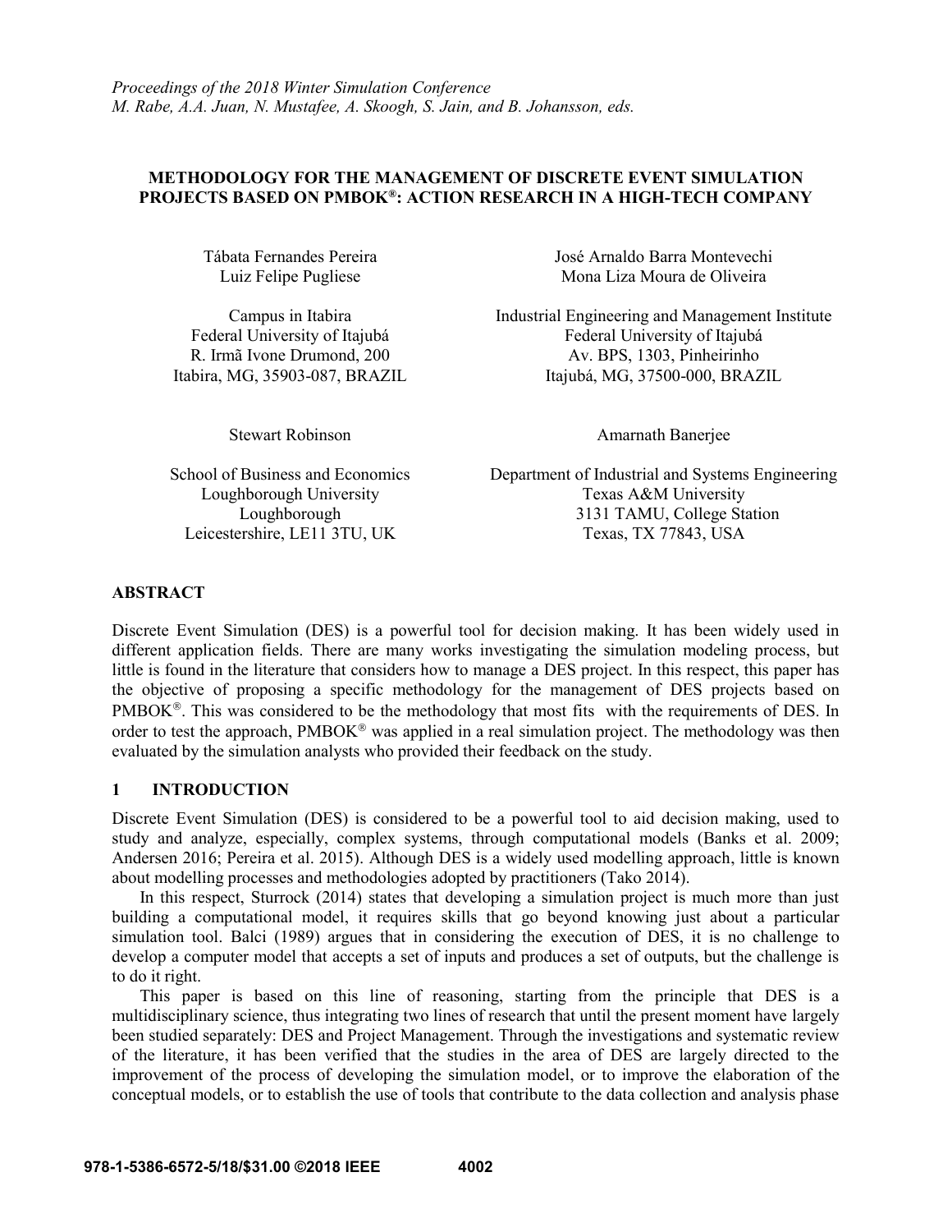*Proceedings of the 2018 Winter Simulation Conference*
*M. Rabe, A.A. Juan, N. Mustafee, A. Skoogh, S. Jain, and B. Johansson, eds.*

# METHODOLOGY FOR THE MANAGEMENT OF DISCRETE EVENT SIMULATION PROJECTS BASED ON PMBOK®: ACTION RESEARCH IN A HIGH-TECH COMPANY

Tábata Fernandes Pereira
Luiz Felipe Pugliese

Campus in Itabira
Federal University of Itajubá
R. Irmã Ivone Drumond, 200
Itabira, MG, 35903-087, BRAZIL

José Arnaldo Barra Montevechi
Mona Liza Moura de Oliveira

Industrial Engineering and Management Institute
Federal University of Itajubá
Av. BPS, 1303, Pinheirinho
Itajubá, MG, 37500-000, BRAZIL

Stewart Robinson

School of Business and Economics
Loughborough University
Loughborough
Leicestershire, LE11 3TU, UK

Amarnath Banerjee

Department of Industrial and Systems Engineering
Texas A&M University
3131 TAMU, College Station
Texas, TX 77843, USA

## ABSTRACT

Discrete Event Simulation (DES) is a powerful tool for decision making. It has been widely used in different application fields. There are many works investigating the simulation modeling process, but little is found in the literature that considers how to manage a DES project. In this respect, this paper has the objective of proposing a specific methodology for the management of DES projects based on PMBOK®. This was considered to be the methodology that most fits with the requirements of DES. In order to test the approach, PMBOK® was applied in a real simulation project. The methodology was then evaluated by the simulation analysts who provided their feedback on the study.

## 1 INTRODUCTION

Discrete Event Simulation (DES) is considered to be a powerful tool to aid decision making, used to study and analyze, especially, complex systems, through computational models (Banks et al. 2009; Andersen 2016; Pereira et al. 2015). Although DES is a widely used modelling approach, little is known about modelling processes and methodologies adopted by practitioners (Tako 2014).

In this respect, Sturrock (2014) states that developing a simulation project is much more than just building a computational model, it requires skills that go beyond knowing just about a particular simulation tool. Balci (1989) argues that in considering the execution of DES, it is no challenge to develop a computer model that accepts a set of inputs and produces a set of outputs, but the challenge is to do it right.

This paper is based on this line of reasoning, starting from the principle that DES is a multidisciplinary science, thus integrating two lines of research that until the present moment have largely been studied separately: DES and Project Management. Through the investigations and systematic review of the literature, it has been verified that the studies in the area of DES are largely directed to the improvement of the process of developing the simulation model, or to improve the elaboration of the conceptual models, or to establish the use of tools that contribute to the data collection and analysis phase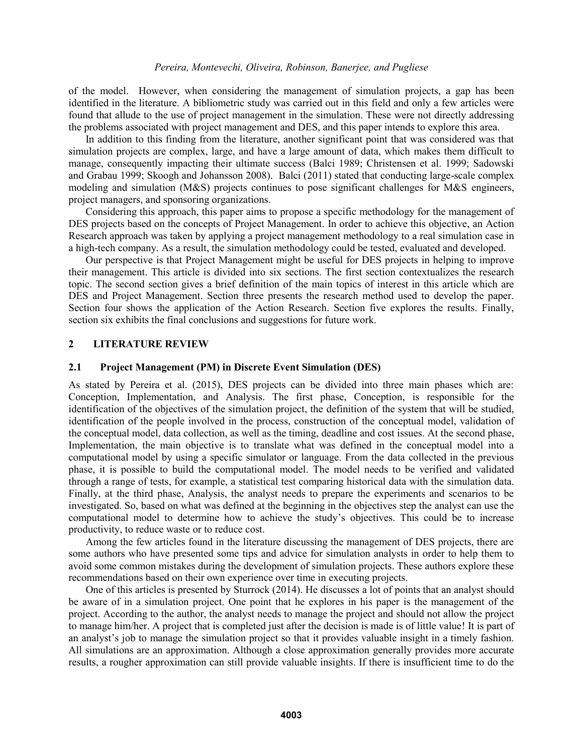of the model. However, when considering the management of simulation projects, a gap has been identified in the literature. A bibliometric study was carried out in this field and only a few articles were found that allude to the use of project management in the simulation. These were not directly addressing the problems associated with project management and DES, and this paper intends to explore this area.

In addition to this finding from the literature, another significant point that was considered was that simulation projects are complex, large, and have a large amount of data, which makes them difficult to manage, consequently impacting their ultimate success (Balci 1989; Christensen et al. 1999; Sadowski and Grabau 1999; Skoogh and Johansson 2008). Balci (2011) stated that conducting large-scale complex modeling and simulation (M&S) projects continues to pose significant challenges for M&S engineers, project managers, and sponsoring organizations.

Considering this approach, this paper aims to propose a specific methodology for the management of DES projects based on the concepts of Project Management. In order to achieve this objective, an Action Research approach was taken by applying a project management methodology to a real simulation case in a high-tech company. As a result, the simulation methodology could be tested, evaluated and developed.

Our perspective is that Project Management might be useful for DES projects in helping to improve their management. This article is divided into six sections. The first section contextualizes the research topic. The second section gives a brief definition of the main topics of interest in this article which are DES and Project Management. Section three presents the research method used to develop the paper. Section four shows the application of the Action Research. Section five explores the results. Finally, section six exhibits the final conclusions and suggestions for future work.

## 2 LITERATURE REVIEW

### 2.1 Project Management (PM) in Discrete Event Simulation (DES)

As stated by Pereira et al. (2015), DES projects can be divided into three main phases which are: Conception, Implementation, and Analysis. The first phase, Conception, is responsible for the identification of the objectives of the simulation project, the definition of the system that will be studied, identification of the people involved in the process, construction of the conceptual model, validation of the conceptual model, data collection, as well as the timing, deadline and cost issues. At the second phase, Implementation, the main objective is to translate what was defined in the conceptual model into a computational model by using a specific simulator or language. From the data collected in the previous phase, it is possible to build the computational model. The model needs to be verified and validated through a range of tests, for example, a statistical test comparing historical data with the simulation data. Finally, at the third phase, Analysis, the analyst needs to prepare the experiments and scenarios to be investigated. So, based on what was defined at the beginning in the objectives step the analyst can use the computational model to determine how to achieve the study's objectives. This could be to increase productivity, to reduce waste or to reduce cost.

Among the few articles found in the literature discussing the management of DES projects, there are some authors who have presented some tips and advice for simulation analysts in order to help them to avoid some common mistakes during the development of simulation projects. These authors explore these recommendations based on their own experience over time in executing projects.

One of this articles is presented by Sturrock (2014). He discusses a lot of points that an analyst should be aware of in a simulation project. One point that he explores in his paper is the management of the project. According to the author, the analyst needs to manage the project and should not allow the project to manage him/her. A project that is completed just after the decision is made is of little value! It is part of an analyst's job to manage the simulation project so that it provides valuable insight in a timely fashion. All simulations are an approximation. Although a close approximation generally provides more accurate results, a rougher approximation can still provide valuable insights. If there is insufficient time to do the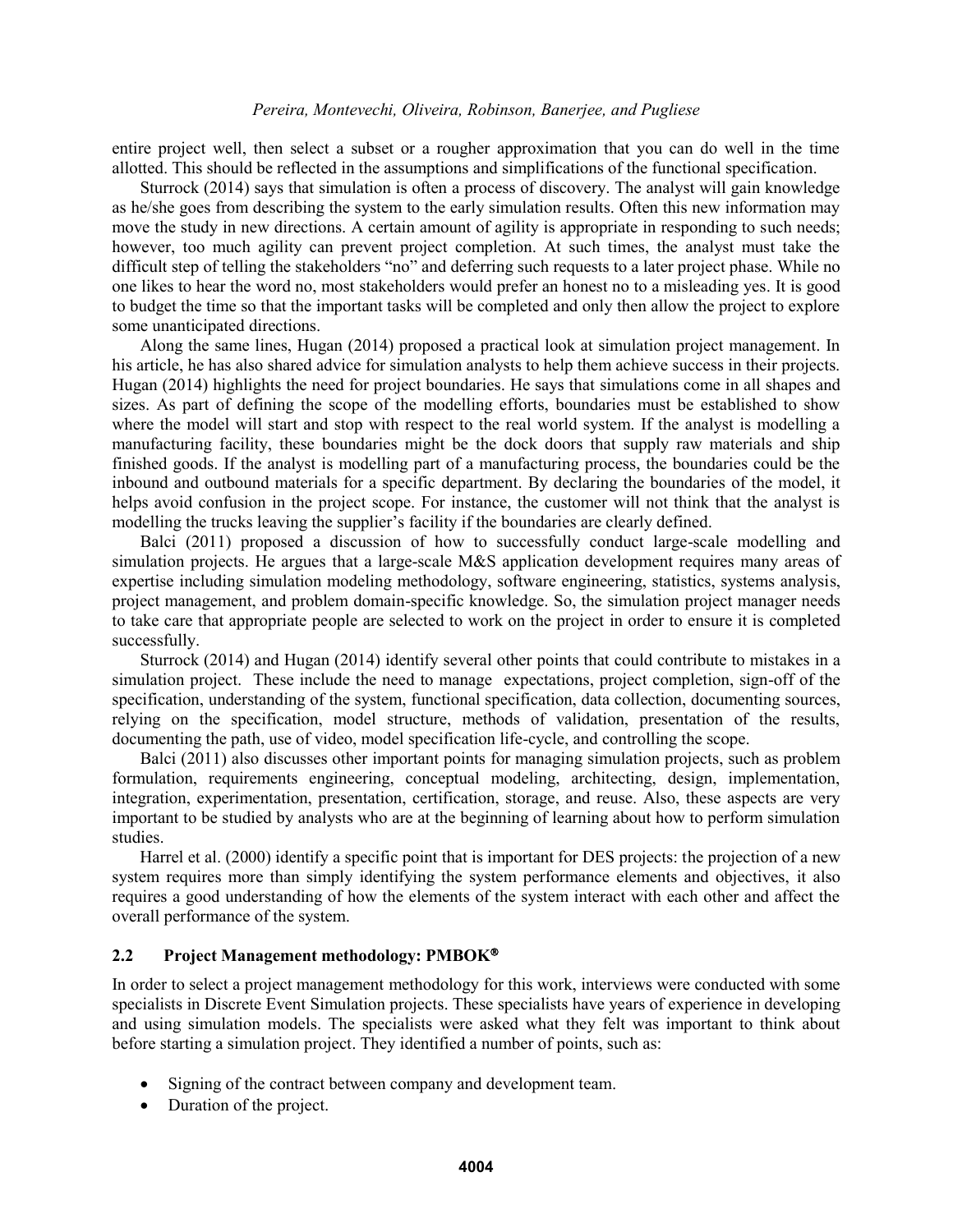entire project well, then select a subset or a rougher approximation that you can do well in the time allotted. This should be reflected in the assumptions and simplifications of the functional specification.

Sturrock (2014) says that simulation is often a process of discovery. The analyst will gain knowledge as he/she goes from describing the system to the early simulation results. Often this new information may move the study in new directions. A certain amount of agility is appropriate in responding to such needs; however, too much agility can prevent project completion. At such times, the analyst must take the difficult step of telling the stakeholders "no" and deferring such requests to a later project phase. While no one likes to hear the word no, most stakeholders would prefer an honest no to a misleading yes. It is good to budget the time so that the important tasks will be completed and only then allow the project to explore some unanticipated directions.

Along the same lines, Hugan (2014) proposed a practical look at simulation project management. In his article, he has also shared advice for simulation analysts to help them achieve success in their projects. Hugan (2014) highlights the need for project boundaries. He says that simulations come in all shapes and sizes. As part of defining the scope of the modelling efforts, boundaries must be established to show where the model will start and stop with respect to the real world system. If the analyst is modelling a manufacturing facility, these boundaries might be the dock doors that supply raw materials and ship finished goods. If the analyst is modelling part of a manufacturing process, the boundaries could be the inbound and outbound materials for a specific department. By declaring the boundaries of the model, it helps avoid confusion in the project scope. For instance, the customer will not think that the analyst is modelling the trucks leaving the supplier's facility if the boundaries are clearly defined.

Balci (2011) proposed a discussion of how to successfully conduct large-scale modelling and simulation projects. He argues that a large-scale M&S application development requires many areas of expertise including simulation modeling methodology, software engineering, statistics, systems analysis, project management, and problem domain-specific knowledge. So, the simulation project manager needs to take care that appropriate people are selected to work on the project in order to ensure it is completed successfully.

Sturrock (2014) and Hugan (2014) identify several other points that could contribute to mistakes in a simulation project. These include the need to manage expectations, project completion, sign-off of the specification, understanding of the system, functional specification, data collection, documenting sources, relying on the specification, model structure, methods of validation, presentation of the results, documenting the path, use of video, model specification life-cycle, and controlling the scope.

Balci (2011) also discusses other important points for managing simulation projects, such as problem formulation, requirements engineering, conceptual modeling, architecting, design, implementation, integration, experimentation, presentation, certification, storage, and reuse. Also, these aspects are very important to be studied by analysts who are at the beginning of learning about how to perform simulation studies.

Harrel et al. (2000) identify a specific point that is important for DES projects: the projection of a new system requires more than simply identifying the system performance elements and objectives, it also requires a good understanding of how the elements of the system interact with each other and affect the overall performance of the system.

## 2.2 Project Management methodology: PMBOK®

In order to select a project management methodology for this work, interviews were conducted with some specialists in Discrete Event Simulation projects. These specialists have years of experience in developing and using simulation models. The specialists were asked what they felt was important to think about before starting a simulation project. They identified a number of points, such as:

- Signing of the contract between company and development team.
- Duration of the project.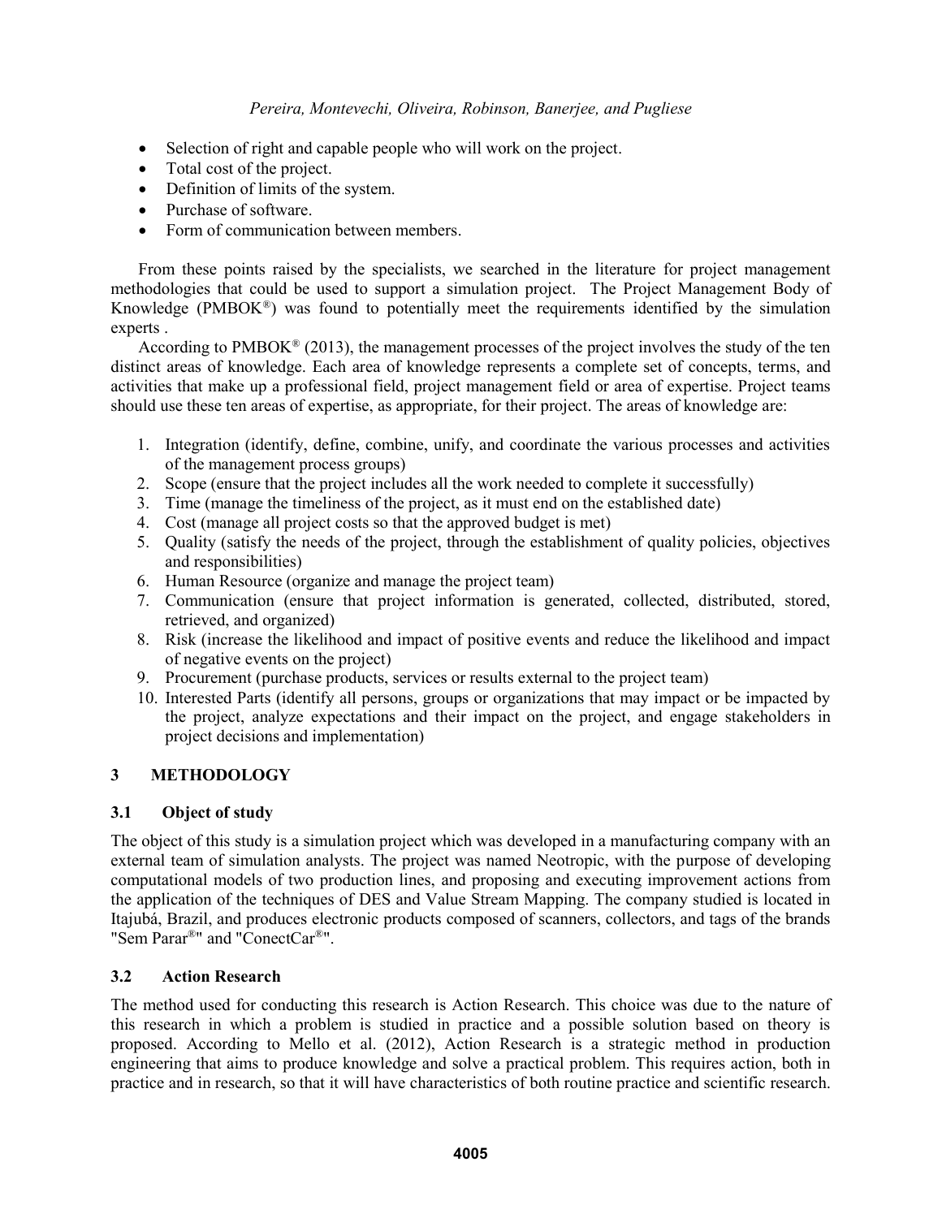- Selection of right and capable people who will work on the project.
- Total cost of the project.
- Definition of limits of the system.
- Purchase of software.
- Form of communication between members.

From these points raised by the specialists, we searched in the literature for project management methodologies that could be used to support a simulation project. The Project Management Body of Knowledge (PMBOK®) was found to potentially meet the requirements identified by the simulation experts .

According to PMBOK® (2013), the management processes of the project involves the study of the ten distinct areas of knowledge. Each area of knowledge represents a complete set of concepts, terms, and activities that make up a professional field, project management field or area of expertise. Project teams should use these ten areas of expertise, as appropriate, for their project. The areas of knowledge are:

1. Integration (identify, define, combine, unify, and coordinate the various processes and activities of the management process groups)
2. Scope (ensure that the project includes all the work needed to complete it successfully)
3. Time (manage the timeliness of the project, as it must end on the established date)
4. Cost (manage all project costs so that the approved budget is met)
5. Quality (satisfy the needs of the project, through the establishment of quality policies, objectives and responsibilities)
6. Human Resource (organize and manage the project team)
7. Communication (ensure that project information is generated, collected, distributed, stored, retrieved, and organized)
8. Risk (increase the likelihood and impact of positive events and reduce the likelihood and impact of negative events on the project)
9. Procurement (purchase products, services or results external to the project team)
10. Interested Parts (identify all persons, groups or organizations that may impact or be impacted by the project, analyze expectations and their impact on the project, and engage stakeholders in project decisions and implementation)

# 3 METHODOLOGY

## 3.1 Object of study

The object of this study is a simulation project which was developed in a manufacturing company with an external team of simulation analysts. The project was named Neotropic, with the purpose of developing computational models of two production lines, and proposing and executing improvement actions from the application of the techniques of DES and Value Stream Mapping. The company studied is located in Itajubá, Brazil, and produces electronic products composed of scanners, collectors, and tags of the brands "Sem Parar®" and "ConectCar®".

## 3.2 Action Research

The method used for conducting this research is Action Research. This choice was due to the nature of this research in which a problem is studied in practice and a possible solution based on theory is proposed. According to Mello et al. (2012), Action Research is a strategic method in production engineering that aims to produce knowledge and solve a practical problem. This requires action, both in practice and in research, so that it will have characteristics of both routine practice and scientific research.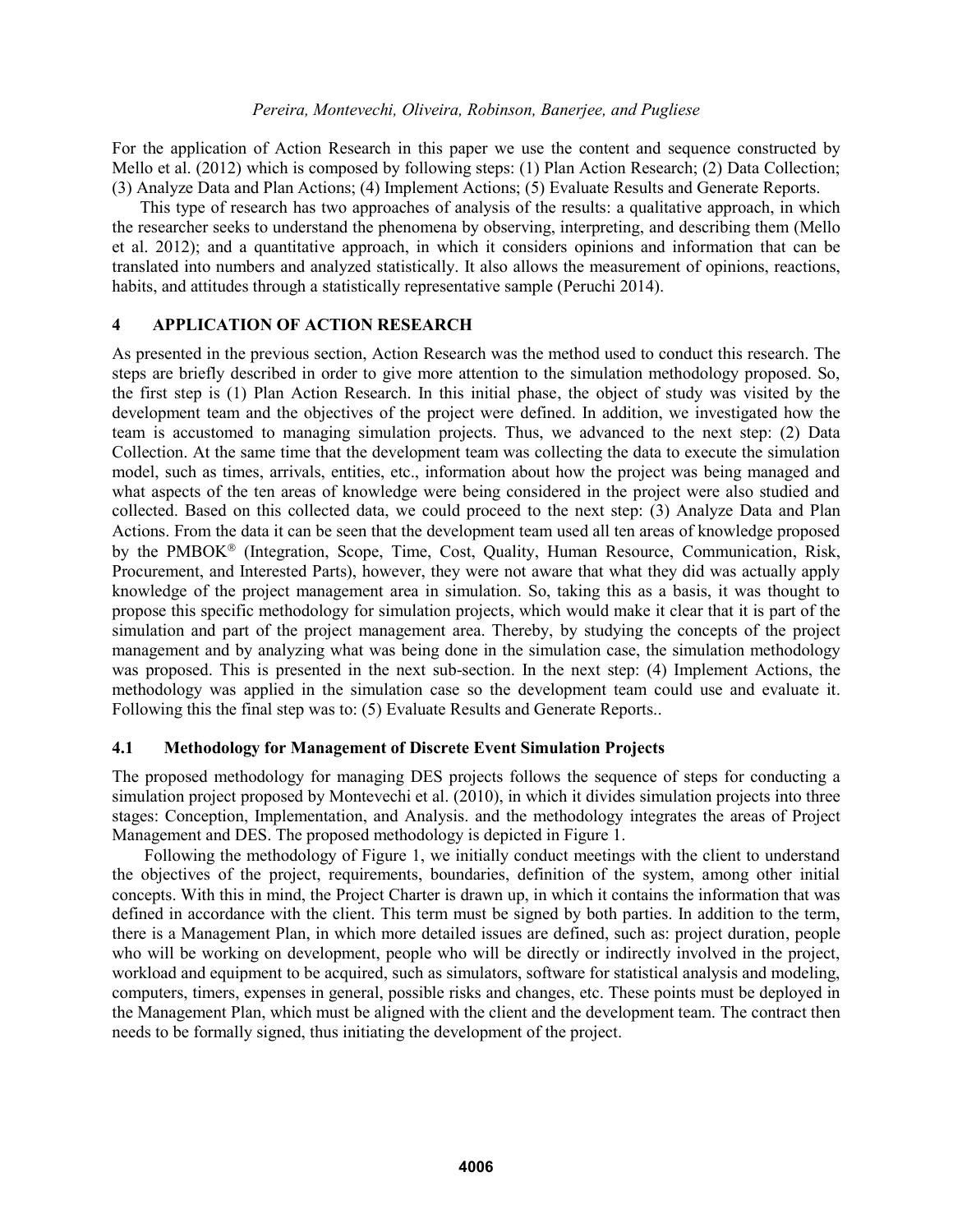For the application of Action Research in this paper we use the content and sequence constructed by Mello et al. (2012) which is composed by following steps: (1) Plan Action Research; (2) Data Collection; (3) Analyze Data and Plan Actions; (4) Implement Actions; (5) Evaluate Results and Generate Reports.

This type of research has two approaches of analysis of the results: a qualitative approach, in which the researcher seeks to understand the phenomena by observing, interpreting, and describing them (Mello et al. 2012); and a quantitative approach, in which it considers opinions and information that can be translated into numbers and analyzed statistically. It also allows the measurement of opinions, reactions, habits, and attitudes through a statistically representative sample (Peruchi 2014).

## 4 APPLICATION OF ACTION RESEARCH

As presented in the previous section, Action Research was the method used to conduct this research. The steps are briefly described in order to give more attention to the simulation methodology proposed. So, the first step is (1) Plan Action Research. In this initial phase, the object of study was visited by the development team and the objectives of the project were defined. In addition, we investigated how the team is accustomed to managing simulation projects. Thus, we advanced to the next step: (2) Data Collection. At the same time that the development team was collecting the data to execute the simulation model, such as times, arrivals, entities, etc., information about how the project was being managed and what aspects of the ten areas of knowledge were being considered in the project were also studied and collected. Based on this collected data, we could proceed to the next step: (3) Analyze Data and Plan Actions. From the data it can be seen that the development team used all ten areas of knowledge proposed by the PMBOK® (Integration, Scope, Time, Cost, Quality, Human Resource, Communication, Risk, Procurement, and Interested Parts), however, they were not aware that what they did was actually apply knowledge of the project management area in simulation. So, taking this as a basis, it was thought to propose this specific methodology for simulation projects, which would make it clear that it is part of the simulation and part of the project management area. Thereby, by studying the concepts of the project management and by analyzing what was being done in the simulation case, the simulation methodology was proposed. This is presented in the next sub-section. In the next step: (4) Implement Actions, the methodology was applied in the simulation case so the development team could use and evaluate it. Following this the final step was to: (5) Evaluate Results and Generate Reports..

### 4.1 Methodology for Management of Discrete Event Simulation Projects

The proposed methodology for managing DES projects follows the sequence of steps for conducting a simulation project proposed by Montevechi et al. (2010), in which it divides simulation projects into three stages: Conception, Implementation, and Analysis. and the methodology integrates the areas of Project Management and DES. The proposed methodology is depicted in Figure 1.

Following the methodology of Figure 1, we initially conduct meetings with the client to understand the objectives of the project, requirements, boundaries, definition of the system, among other initial concepts. With this in mind, the Project Charter is drawn up, in which it contains the information that was defined in accordance with the client. This term must be signed by both parties. In addition to the term, there is a Management Plan, in which more detailed issues are defined, such as: project duration, people who will be working on development, people who will be directly or indirectly involved in the project, workload and equipment to be acquired, such as simulators, software for statistical analysis and modeling, computers, timers, expenses in general, possible risks and changes, etc. These points must be deployed in the Management Plan, which must be aligned with the client and the development team. The contract then needs to be formally signed, thus initiating the development of the project.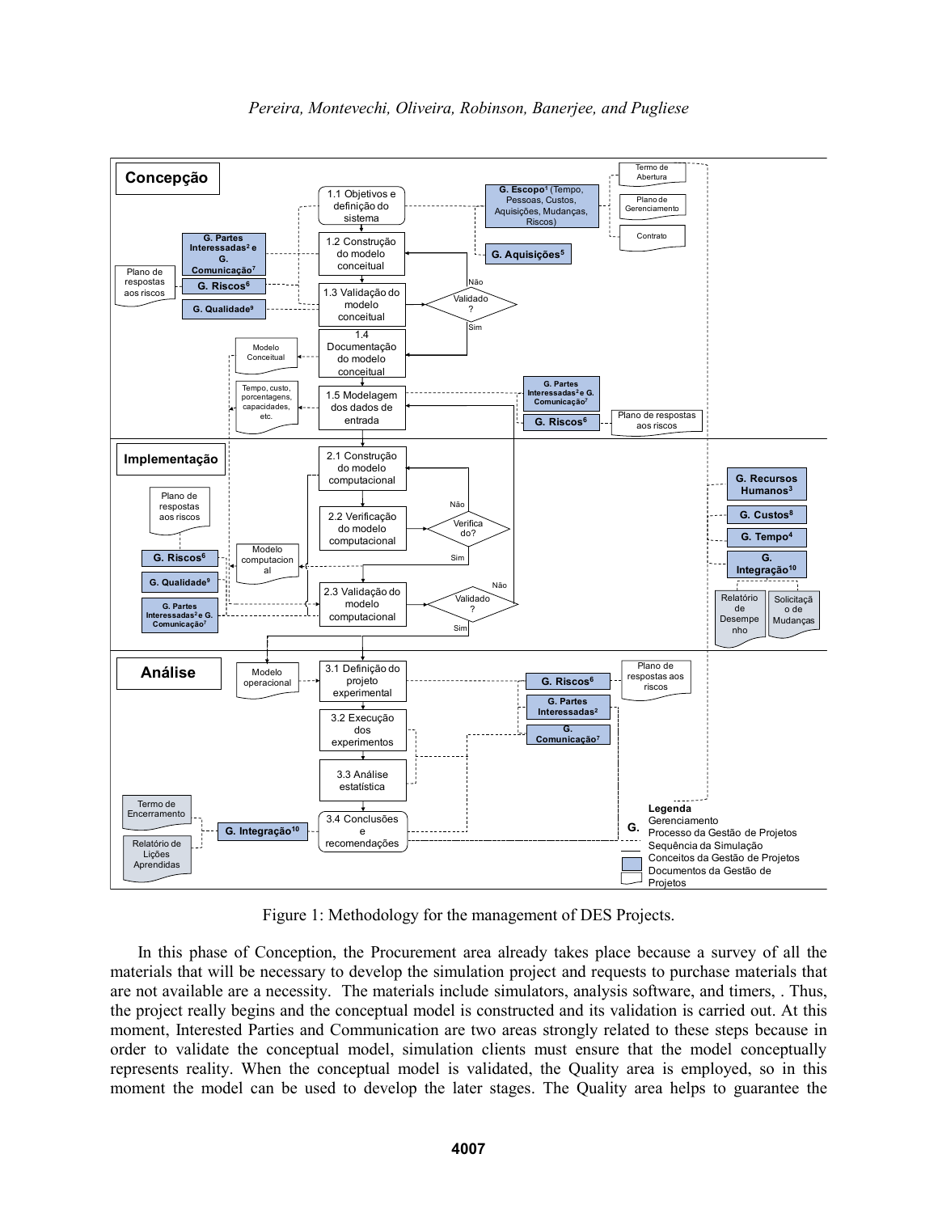Figure 1: Methodology for the management of DES Projects.

In this phase of Conception, the Procurement area already takes place because a survey of all the materials that will be necessary to develop the simulation project and requests to purchase materials that are not available are a necessity. The materials include simulators, analysis software, and timers, . Thus, the project really begins and the conceptual model is constructed and its validation is carried out. At this moment, Interested Parties and Communication are two areas strongly related to these steps because in order to validate the conceptual model, simulation clients must ensure that the model conceptually represents reality. When the conceptual model is validated, the Quality area is employed, so in this moment the model can be used to develop the later stages. The Quality area helps to guarantee the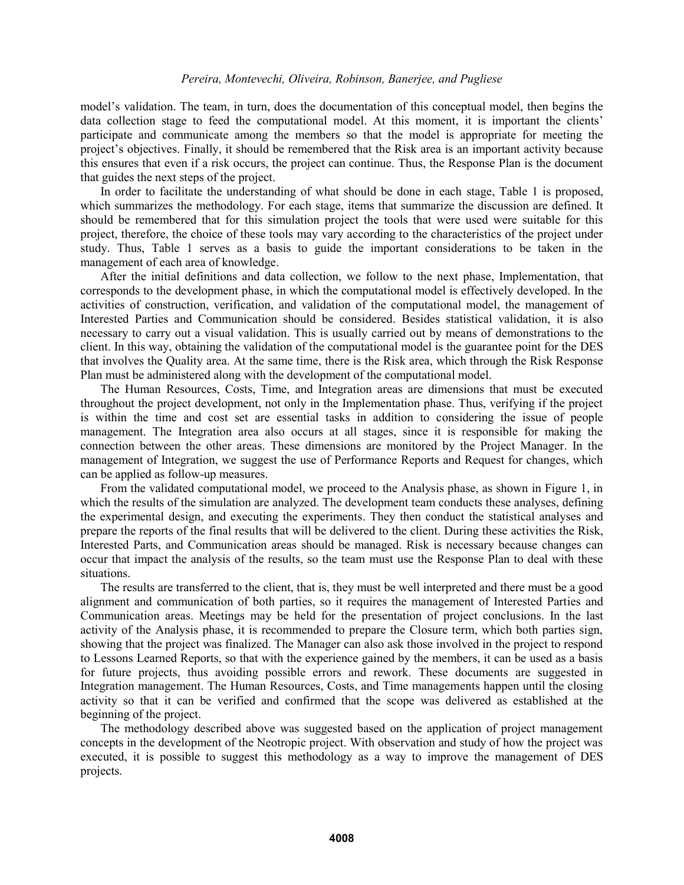model's validation. The team, in turn, does the documentation of this conceptual model, then begins the data collection stage to feed the computational model. At this moment, it is important the clients' participate and communicate among the members so that the model is appropriate for meeting the project's objectives. Finally, it should be remembered that the Risk area is an important activity because this ensures that even if a risk occurs, the project can continue. Thus, the Response Plan is the document that guides the next steps of the project.

In order to facilitate the understanding of what should be done in each stage, Table 1 is proposed, which summarizes the methodology. For each stage, items that summarize the discussion are defined. It should be remembered that for this simulation project the tools that were used were suitable for this project, therefore, the choice of these tools may vary according to the characteristics of the project under study. Thus, Table 1 serves as a basis to guide the important considerations to be taken in the management of each area of knowledge.

After the initial definitions and data collection, we follow to the next phase, Implementation, that corresponds to the development phase, in which the computational model is effectively developed. In the activities of construction, verification, and validation of the computational model, the management of Interested Parties and Communication should be considered. Besides statistical validation, it is also necessary to carry out a visual validation. This is usually carried out by means of demonstrations to the client. In this way, obtaining the validation of the computational model is the guarantee point for the DES that involves the Quality area. At the same time, there is the Risk area, which through the Risk Response Plan must be administered along with the development of the computational model.

The Human Resources, Costs, Time, and Integration areas are dimensions that must be executed throughout the project development, not only in the Implementation phase. Thus, verifying if the project is within the time and cost set are essential tasks in addition to considering the issue of people management. The Integration area also occurs at all stages, since it is responsible for making the connection between the other areas. These dimensions are monitored by the Project Manager. In the management of Integration, we suggest the use of Performance Reports and Request for changes, which can be applied as follow-up measures.

From the validated computational model, we proceed to the Analysis phase, as shown in Figure 1, in which the results of the simulation are analyzed. The development team conducts these analyses, defining the experimental design, and executing the experiments. They then conduct the statistical analyses and prepare the reports of the final results that will be delivered to the client. During these activities the Risk, Interested Parts, and Communication areas should be managed. Risk is necessary because changes can occur that impact the analysis of the results, so the team must use the Response Plan to deal with these situations.

The results are transferred to the client, that is, they must be well interpreted and there must be a good alignment and communication of both parties, so it requires the management of Interested Parties and Communication areas. Meetings may be held for the presentation of project conclusions. In the last activity of the Analysis phase, it is recommended to prepare the Closure term, which both parties sign, showing that the project was finalized. The Manager can also ask those involved in the project to respond to Lessons Learned Reports, so that with the experience gained by the members, it can be used as a basis for future projects, thus avoiding possible errors and rework. These documents are suggested in Integration management. The Human Resources, Costs, and Time managements happen until the closing activity so that it can be verified and confirmed that the scope was delivered as established at the beginning of the project.

The methodology described above was suggested based on the application of project management concepts in the development of the Neotropic project. With observation and study of how the project was executed, it is possible to suggest this methodology as a way to improve the management of DES projects.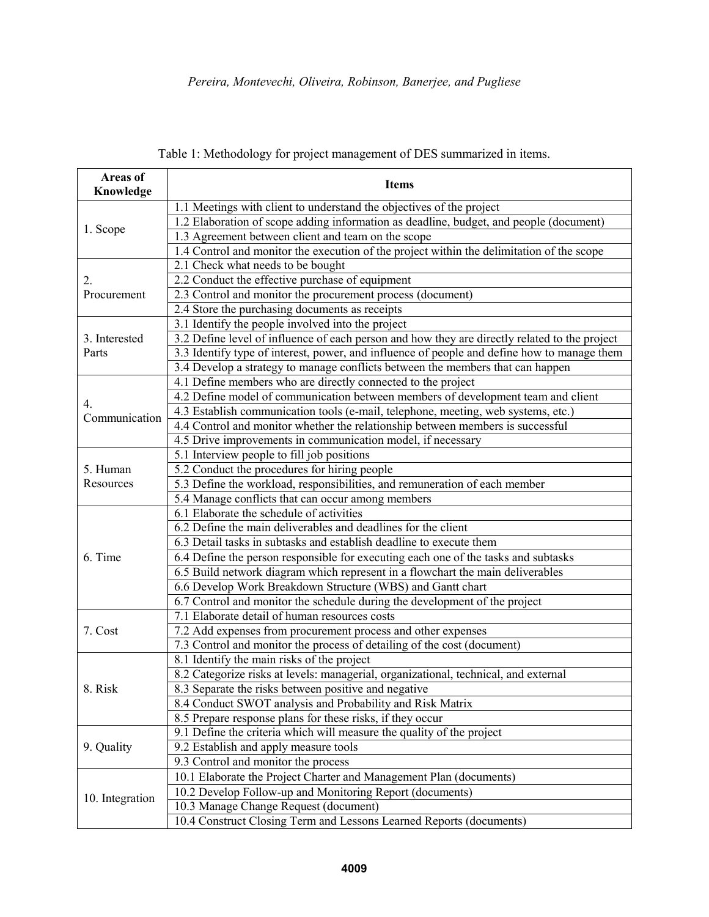Table 1: Methodology for project management of DES summarized in items.

| Areas of Knowledge | Items |
|---|---|
| 1. Scope | 1.1 Meetings with client to understand the objectives of the project |
| | 1.2 Elaboration of scope adding information as deadline, budget, and people (document) |
| | 1.3 Agreement between client and team on the scope |
| | 1.4 Control and monitor the execution of the project within the delimitation of the scope |
| 2. Procurement | 2.1 Check what needs to be bought |
| | 2.2 Conduct the effective purchase of equipment |
| | 2.3 Control and monitor the procurement process (document) |
| | 2.4 Store the purchasing documents as receipts |
| 3. Interested Parts | 3.1 Identify the people involved into the project |
| | 3.2 Define level of influence of each person and how they are directly related to the project |
| | 3.3 Identify type of interest, power, and influence of people and define how to manage them |
| | 3.4 Develop a strategy to manage conflicts between the members that can happen |
| 4. Communication | 4.1 Define members who are directly connected to the project |
| | 4.2 Define model of communication between members of development team and client |
| | 4.3 Establish communication tools (e-mail, telephone, meeting, web systems, etc.) |
| | 4.4 Control and monitor whether the relationship between members is successful |
| | 4.5 Drive improvements in communication model, if necessary |
| 5. Human Resources | 5.1 Interview people to fill job positions |
| | 5.2 Conduct the procedures for hiring people |
| | 5.3 Define the workload, responsibilities, and remuneration of each member |
| | 5.4 Manage conflicts that can occur among members |
| 6. Time | 6.1 Elaborate the schedule of activities |
| | 6.2 Define the main deliverables and deadlines for the client |
| | 6.3 Detail tasks in subtasks and establish deadline to execute them |
| | 6.4 Define the person responsible for executing each one of the tasks and subtasks |
| | 6.5 Build network diagram which represent in a flowchart the main deliverables |
| | 6.6 Develop Work Breakdown Structure (WBS) and Gantt chart |
| | 6.7 Control and monitor the schedule during the development of the project |
| 7. Cost | 7.1 Elaborate detail of human resources costs |
| | 7.2 Add expenses from procurement process and other expenses |
| | 7.3 Control and monitor the process of detailing of the cost (document) |
| 8. Risk | 8.1 Identify the main risks of the project |
| | 8.2 Categorize risks at levels: managerial, organizational, technical, and external |
| | 8.3 Separate the risks between positive and negative |
| | 8.4 Conduct SWOT analysis and Probability and Risk Matrix |
| | 8.5 Prepare response plans for these risks, if they occur |
| 9. Quality | 9.1 Define the criteria which will measure the quality of the project |
| | 9.2 Establish and apply measure tools |
| | 9.3 Control and monitor the process |
| 10. Integration | 10.1 Elaborate the Project Charter and Management Plan (documents) |
| | 10.2 Develop Follow-up and Monitoring Report (documents) |
| | 10.3 Manage Change Request (document) |
| | 10.4 Construct Closing Term and Lessons Learned Reports (documents) |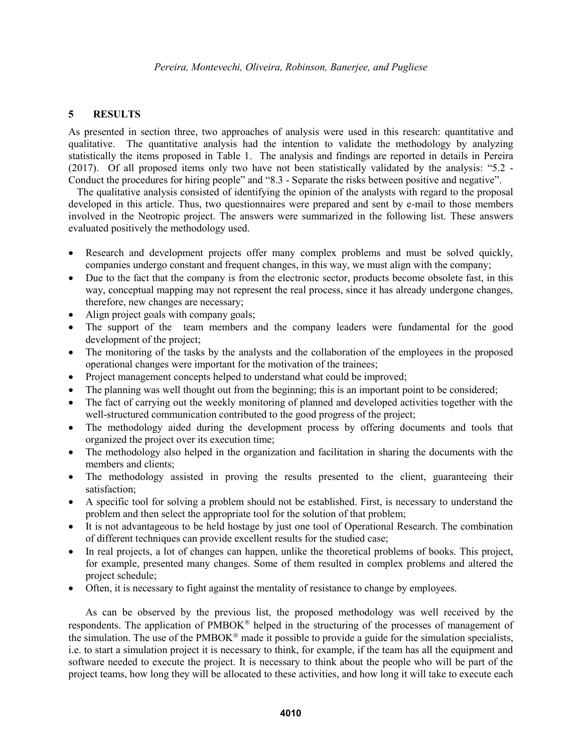## 5 RESULTS

As presented in section three, two approaches of analysis were used in this research: quantitative and qualitative. The quantitative analysis had the intention to validate the methodology by analyzing statistically the items proposed in Table 1. The analysis and findings are reported in details in Pereira (2017). Of all proposed items only two have not been statistically validated by the analysis: "5.2 - Conduct the procedures for hiring people" and "8.3 - Separate the risks between positive and negative".

The qualitative analysis consisted of identifying the opinion of the analysts with regard to the proposal developed in this article. Thus, two questionnaires were prepared and sent by e-mail to those members involved in the Neotropic project. The answers were summarized in the following list. These answers evaluated positively the methodology used.

- Research and development projects offer many complex problems and must be solved quickly, companies undergo constant and frequent changes, in this way, we must align with the company;
- Due to the fact that the company is from the electronic sector, products become obsolete fast, in this way, conceptual mapping may not represent the real process, since it has already undergone changes, therefore, new changes are necessary;
- Align project goals with company goals;
- The support of the team members and the company leaders were fundamental for the good development of the project;
- The monitoring of the tasks by the analysts and the collaboration of the employees in the proposed operational changes were important for the motivation of the trainees;
- Project management concepts helped to understand what could be improved;
- The planning was well thought out from the beginning; this is an important point to be considered;
- The fact of carrying out the weekly monitoring of planned and developed activities together with the well-structured communication contributed to the good progress of the project;
- The methodology aided during the development process by offering documents and tools that organized the project over its execution time;
- The methodology also helped in the organization and facilitation in sharing the documents with the members and clients;
- The methodology assisted in proving the results presented to the client, guaranteeing their satisfaction;
- A specific tool for solving a problem should not be established. First, is necessary to understand the problem and then select the appropriate tool for the solution of that problem;
- It is not advantageous to be held hostage by just one tool of Operational Research. The combination of different techniques can provide excellent results for the studied case;
- In real projects, a lot of changes can happen, unlike the theoretical problems of books. This project, for example, presented many changes. Some of them resulted in complex problems and altered the project schedule;
- Often, it is necessary to fight against the mentality of resistance to change by employees.

As can be observed by the previous list, the proposed methodology was well received by the respondents. The application of PMBOK® helped in the structuring of the processes of management of the simulation. The use of the PMBOK® made it possible to provide a guide for the simulation specialists, i.e. to start a simulation project it is necessary to think, for example, if the team has all the equipment and software needed to execute the project. It is necessary to think about the people who will be part of the project teams, how long they will be allocated to these activities, and how long it will take to execute each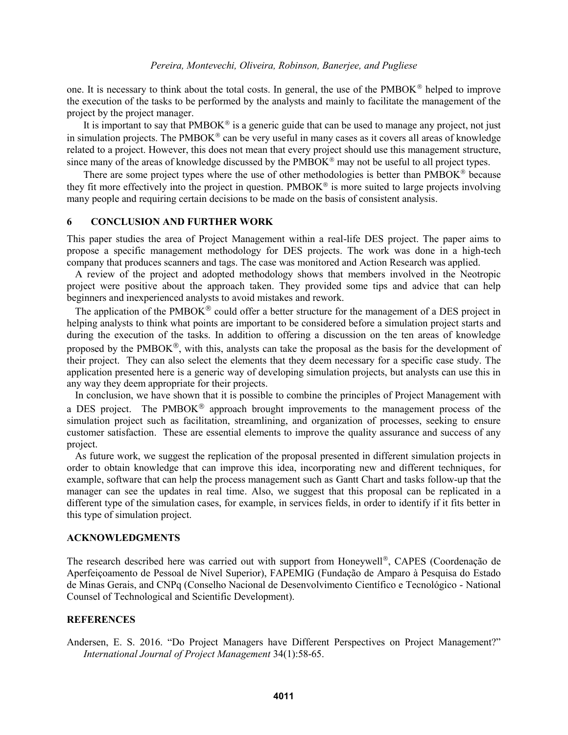one. It is necessary to think about the total costs. In general, the use of the PMBOK® helped to improve the execution of the tasks to be performed by the analysts and mainly to facilitate the management of the project by the project manager.

It is important to say that PMBOK® is a generic guide that can be used to manage any project, not just in simulation projects. The PMBOK® can be very useful in many cases as it covers all areas of knowledge related to a project. However, this does not mean that every project should use this management structure, since many of the areas of knowledge discussed by the PMBOK® may not be useful to all project types.

There are some project types where the use of other methodologies is better than PMBOK® because they fit more effectively into the project in question. PMBOK® is more suited to large projects involving many people and requiring certain decisions to be made on the basis of consistent analysis.

## 6 CONCLUSION AND FURTHER WORK

This paper studies the area of Project Management within a real-life DES project. The paper aims to propose a specific management methodology for DES projects. The work was done in a high-tech company that produces scanners and tags. The case was monitored and Action Research was applied.

A review of the project and adopted methodology shows that members involved in the Neotropic project were positive about the approach taken. They provided some tips and advice that can help beginners and inexperienced analysts to avoid mistakes and rework.

The application of the PMBOK® could offer a better structure for the management of a DES project in helping analysts to think what points are important to be considered before a simulation project starts and during the execution of the tasks. In addition to offering a discussion on the ten areas of knowledge proposed by the PMBOK®, with this, analysts can take the proposal as the basis for the development of their project. They can also select the elements that they deem necessary for a specific case study. The application presented here is a generic way of developing simulation projects, but analysts can use this in any way they deem appropriate for their projects.

In conclusion, we have shown that it is possible to combine the principles of Project Management with a DES project. The PMBOK® approach brought improvements to the management process of the simulation project such as facilitation, streamlining, and organization of processes, seeking to ensure customer satisfaction. These are essential elements to improve the quality assurance and success of any project.

As future work, we suggest the replication of the proposal presented in different simulation projects in order to obtain knowledge that can improve this idea, incorporating new and different techniques, for example, software that can help the process management such as Gantt Chart and tasks follow-up that the manager can see the updates in real time. Also, we suggest that this proposal can be replicated in a different type of the simulation cases, for example, in services fields, in order to identify if it fits better in this type of simulation project.

## ACKNOWLEDGMENTS

The research described here was carried out with support from Honeywell®, CAPES (Coordenação de Aperfeiçoamento de Pessoal de Nível Superior), FAPEMIG (Fundação de Amparo à Pesquisa do Estado de Minas Gerais, and CNPq (Conselho Nacional de Desenvolvimento Científico e Tecnológico - National Counsel of Technological and Scientific Development).

## REFERENCES

Andersen, E. S. 2016. "Do Project Managers have Different Perspectives on Project Management?" *International Journal of Project Management* 34(1):58-65.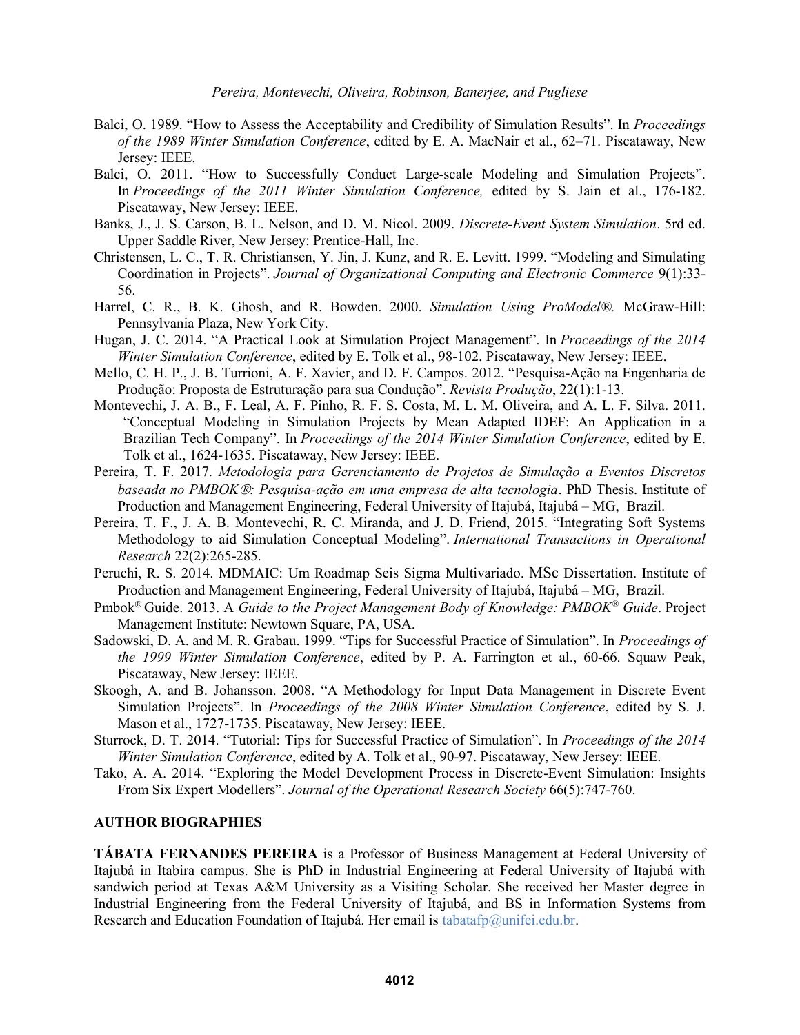Balci, O. 1989. "How to Assess the Acceptability and Credibility of Simulation Results". In *Proceedings of the 1989 Winter Simulation Conference*, edited by E. A. MacNair et al., 62–71. Piscataway, New Jersey: IEEE.

Balci, O. 2011. "How to Successfully Conduct Large-scale Modeling and Simulation Projects". In *Proceedings of the 2011 Winter Simulation Conference,* edited by S. Jain et al., 176-182. Piscataway, New Jersey: IEEE.

Banks, J., J. S. Carson, B. L. Nelson, and D. M. Nicol. 2009. *Discrete-Event System Simulation*. 5rd ed. Upper Saddle River, New Jersey: Prentice-Hall, Inc.

Christensen, L. C., T. R. Christiansen, Y. Jin, J. Kunz, and R. E. Levitt. 1999. "Modeling and Simulating Coordination in Projects". *Journal of Organizational Computing and Electronic Commerce* 9(1):33-56.

Harrel, C. R., B. K. Ghosh, and R. Bowden. 2000. *Simulation Using ProModel®.* McGraw-Hill: Pennsylvania Plaza, New York City.

Hugan, J. C. 2014. "A Practical Look at Simulation Project Management". In *Proceedings of the 2014 Winter Simulation Conference*, edited by E. Tolk et al., 98-102. Piscataway, New Jersey: IEEE.

Mello, C. H. P., J. B. Turrioni, A. F. Xavier, and D. F. Campos. 2012. "Pesquisa-Ação na Engenharia de Produção: Proposta de Estruturação para sua Condução". *Revista Produção*, 22(1):1-13.

Montevechi, J. A. B., F. Leal, A. F. Pinho, R. F. S. Costa, M. L. M. Oliveira, and A. L. F. Silva. 2011. "Conceptual Modeling in Simulation Projects by Mean Adapted IDEF: An Application in a Brazilian Tech Company". In *Proceedings of the 2014 Winter Simulation Conference*, edited by E. Tolk et al., 1624-1635. Piscataway, New Jersey: IEEE.

Pereira, T. F. 2017. *Metodologia para Gerenciamento de Projetos de Simulação a Eventos Discretos baseada no PMBOK®: Pesquisa-ação em uma empresa de alta tecnologia*. PhD Thesis. Institute of Production and Management Engineering, Federal University of Itajubá, Itajubá – MG, Brazil.

Pereira, T. F., J. A. B. Montevechi, R. C. Miranda, and J. D. Friend, 2015. "Integrating Soft Systems Methodology to aid Simulation Conceptual Modeling". *International Transactions in Operational Research* 22(2):265-285.

Peruchi, R. S. 2014. MDMAIC: Um Roadmap Seis Sigma Multivariado. MSc Dissertation. Institute of Production and Management Engineering, Federal University of Itajubá, Itajubá – MG, Brazil.

Pmbok® Guide. 2013. A *Guide to the Project Management Body of Knowledge: PMBOK® Guide*. Project Management Institute: Newtown Square, PA, USA.

Sadowski, D. A. and M. R. Grabau. 1999. "Tips for Successful Practice of Simulation". In *Proceedings of the 1999 Winter Simulation Conference*, edited by P. A. Farrington et al., 60-66. Squaw Peak, Piscataway, New Jersey: IEEE.

Skoogh, A. and B. Johansson. 2008. "A Methodology for Input Data Management in Discrete Event Simulation Projects". In *Proceedings of the 2008 Winter Simulation Conference*, edited by S. J. Mason et al., 1727-1735. Piscataway, New Jersey: IEEE.

Sturrock, D. T. 2014. "Tutorial: Tips for Successful Practice of Simulation". In *Proceedings of the 2014 Winter Simulation Conference*, edited by A. Tolk et al., 90-97. Piscataway, New Jersey: IEEE.

Tako, A. A. 2014. "Exploring the Model Development Process in Discrete-Event Simulation: Insights From Six Expert Modellers". *Journal of the Operational Research Society* 66(5):747-760.

## AUTHOR BIOGRAPHIES

**TÁBATA FERNANDES PEREIRA** is a Professor of Business Management at Federal University of Itajubá in Itabira campus. She is PhD in Industrial Engineering at Federal University of Itajubá with sandwich period at Texas A&M University as a Visiting Scholar. She received her Master degree in Industrial Engineering from the Federal University of Itajubá, and BS in Information Systems from Research and Education Foundation of Itajubá. Her email is tabatafp@unifei.edu.br.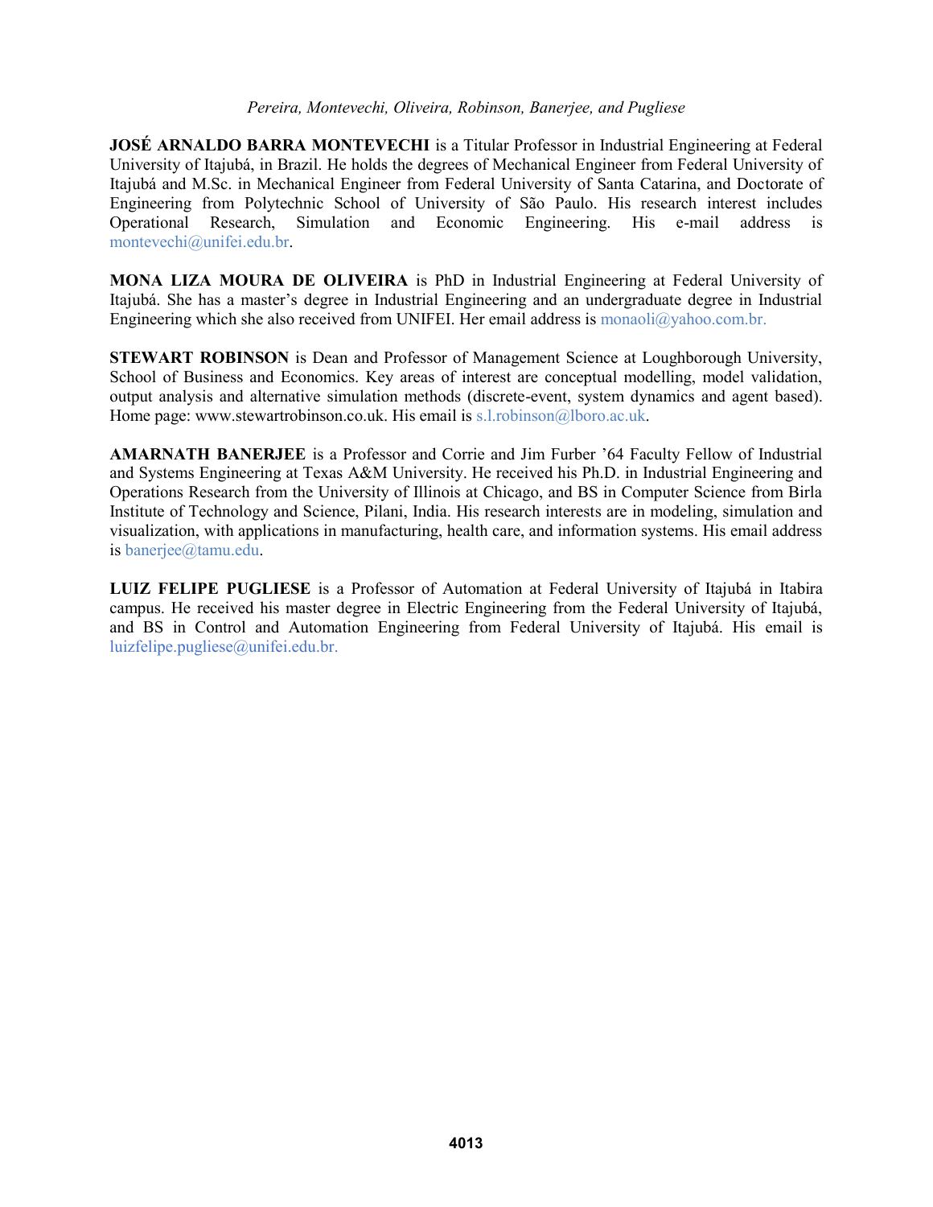**JOSÉ ARNALDO BARRA MONTEVECHI** is a Titular Professor in Industrial Engineering at Federal University of Itajubá, in Brazil. He holds the degrees of Mechanical Engineer from Federal University of Itajubá and M.Sc. in Mechanical Engineer from Federal University of Santa Catarina, and Doctorate of Engineering from Polytechnic School of University of São Paulo. His research interest includes Operational Research, Simulation and Economic Engineering. His e-mail address is montevechi@unifei.edu.br.

**MONA LIZA MOURA DE OLIVEIRA** is PhD in Industrial Engineering at Federal University of Itajubá. She has a master's degree in Industrial Engineering and an undergraduate degree in Industrial Engineering which she also received from UNIFEI. Her email address is monaoli@yahoo.com.br.

**STEWART ROBINSON** is Dean and Professor of Management Science at Loughborough University, School of Business and Economics. Key areas of interest are conceptual modelling, model validation, output analysis and alternative simulation methods (discrete-event, system dynamics and agent based). Home page: www.stewartrobinson.co.uk. His email is s.l.robinson@lboro.ac.uk.

**AMARNATH BANERJEE** is a Professor and Corrie and Jim Furber '64 Faculty Fellow of Industrial and Systems Engineering at Texas A&M University. He received his Ph.D. in Industrial Engineering and Operations Research from the University of Illinois at Chicago, and BS in Computer Science from Birla Institute of Technology and Science, Pilani, India. His research interests are in modeling, simulation and visualization, with applications in manufacturing, health care, and information systems. His email address is banerjee@tamu.edu.

**LUIZ FELIPE PUGLIESE** is a Professor of Automation at Federal University of Itajubá in Itabira campus. He received his master degree in Electric Engineering from the Federal University of Itajubá, and BS in Control and Automation Engineering from Federal University of Itajubá. His email is luizfelipe.pugliese@unifei.edu.br.